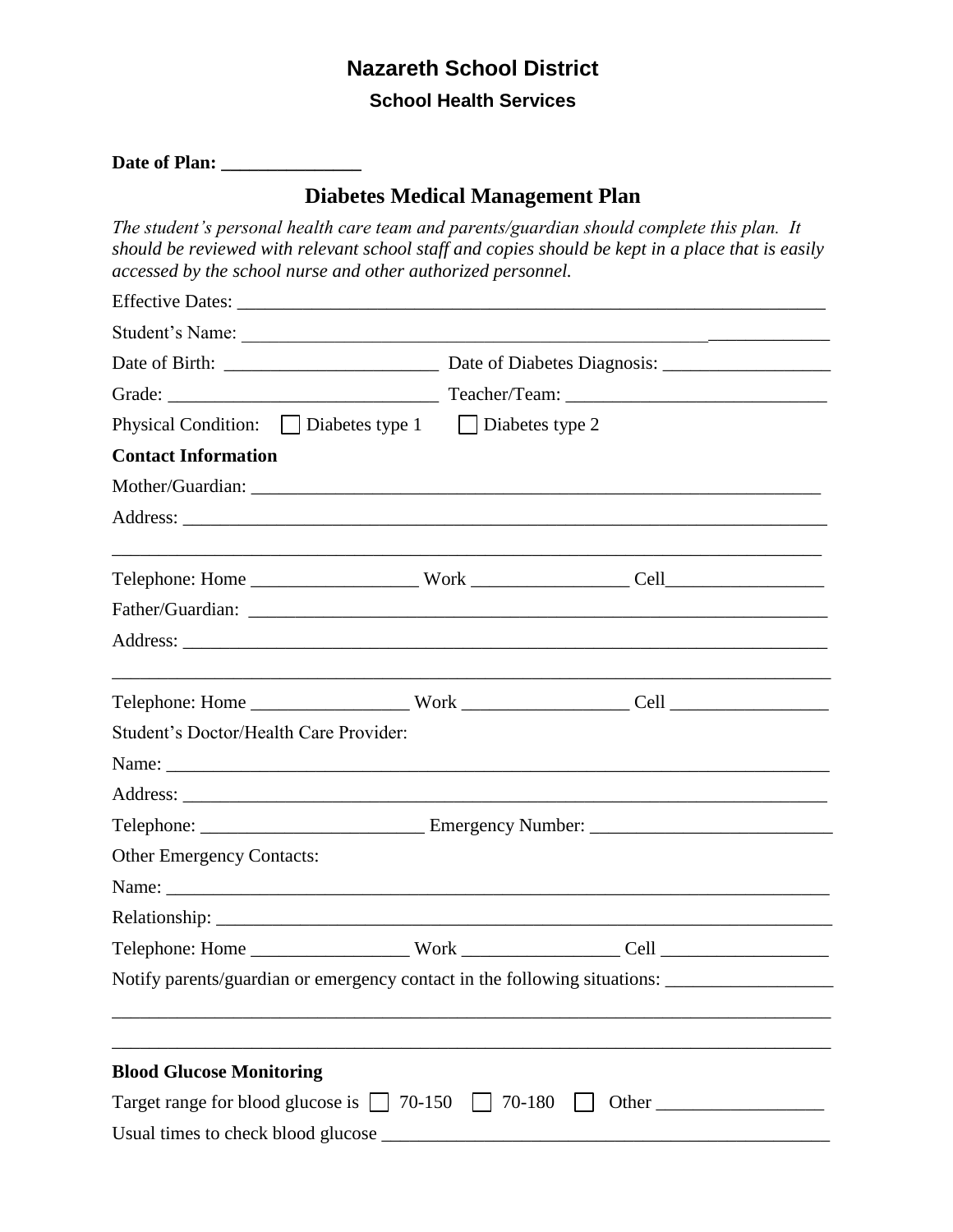# Nazareth School District

## School Health Services

**Date of Plan: _______________**

## Diabetes Medical Management Plan

*The student's personal health care team and parents/guardian should complete this plan. It should be reviewed with relevant school staff and copies should be kept in a place that is easily accessed by the school nurse and other authorized personnel.*

Effective Dates: _______________________________________________________________

Student's Name: ________________________________________________________________

Date of Birth: _______________________ Date of Diabetes Diagnosis: __________________

Grade: ____________________________ Teacher/Team: ___________________________

Physical Condition: ☐ Diabetes type 1 ☐ Diabetes type 2

**Contact Information**

Mother/Guardian: _______________________________________________________________

Address: _______________________________________________________________________

_______________________________________________________________________________

Telephone: Home __________________ Work _________________ Cell_________________

Father/Guardian: _______________________________________________________________

Address: _______________________________________________________________________

_______________________________________________________________________________

Telephone: Home _________________ Work __________________ Cell _________________

Student's Doctor/Health Care Provider:

Name: _________________________________________________________________________

Address: _______________________________________________________________________

Telephone: ________________________ Emergency Number: __________________________

Other Emergency Contacts:

Name: _________________________________________________________________________

Relationship: ___________________________________________________________________

Telephone: Home _________________ Work _________________ Cell __________________

Notify parents/guardian or emergency contact in the following situations: __________________

_______________________________________________________________________________

_______________________________________________________________________________

**Blood Glucose Monitoring**

Target range for blood glucose is ☐ 70-150 ☐ 70-180 ☐ Other __________________

Usual times to check blood glucose __________________________________________________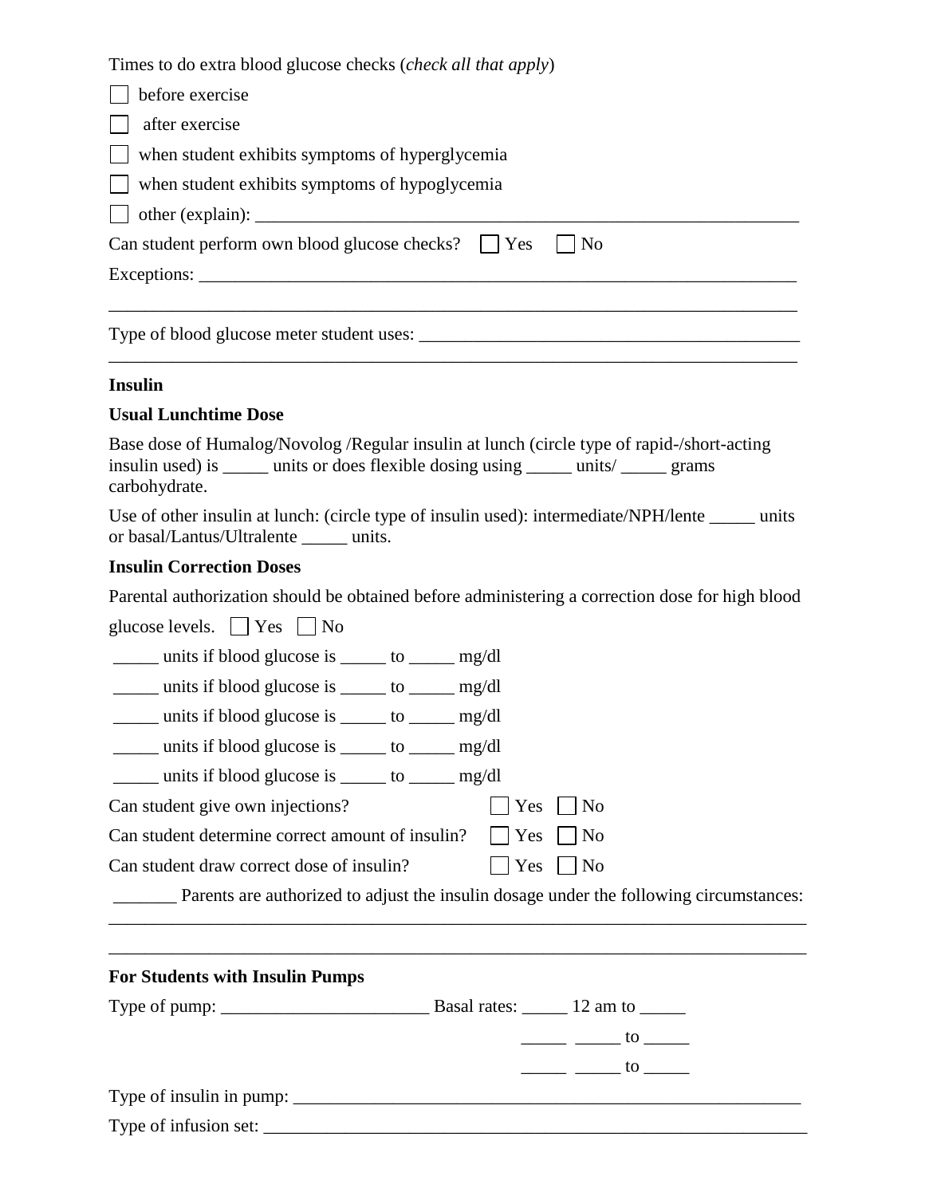Times to do extra blood glucose checks (*check all that apply*)

☐ before exercise

☐ after exercise

☐ when student exhibits symptoms of hyperglycemia

☐ when student exhibits symptoms of hypoglycemia

☐ other (explain): ___________________________________________________________

Can student perform own blood glucose checks? ☐ Yes ☐ No

Exceptions: ________________________________________________________________

_________________________________________________________________________

Type of blood glucose meter student uses: _________________________________________

_________________________________________________________________________

**Insulin**

**Usual Lunchtime Dose**

Base dose of Humalog/Novolog /Regular insulin at lunch (circle type of rapid-/short-acting insulin used) is _____ units or does flexible dosing using _____ units/ _____ grams carbohydrate.

Use of other insulin at lunch: (circle type of insulin used): intermediate/NPH/lente _____ units or basal/Lantus/Ultralente _____ units.

**Insulin Correction Doses**

Parental authorization should be obtained before administering a correction dose for high blood glucose levels. ☐ Yes ☐ No

_____ units if blood glucose is _____ to _____ mg/dl

_____ units if blood glucose is _____ to _____ mg/dl

_____ units if blood glucose is _____ to _____ mg/dl

_____ units if blood glucose is _____ to _____ mg/dl

_____ units if blood glucose is _____ to _____ mg/dl

Can student give own injections? ☐ Yes ☐ No

Can student determine correct amount of insulin? ☐ Yes ☐ No

Can student draw correct dose of insulin? ☐ Yes ☐ No

_______ Parents are authorized to adjust the insulin dosage under the following circumstances:

_________________________________________________________________________

_________________________________________________________________________

**For Students with Insulin Pumps**

Type of pump: ______________________ Basal rates: _____ 12 am to _____

_____ _____ to _____

_____ _____ to _____

Type of insulin in pump: _______________________________________________________

Type of infusion set: __________________________________________________________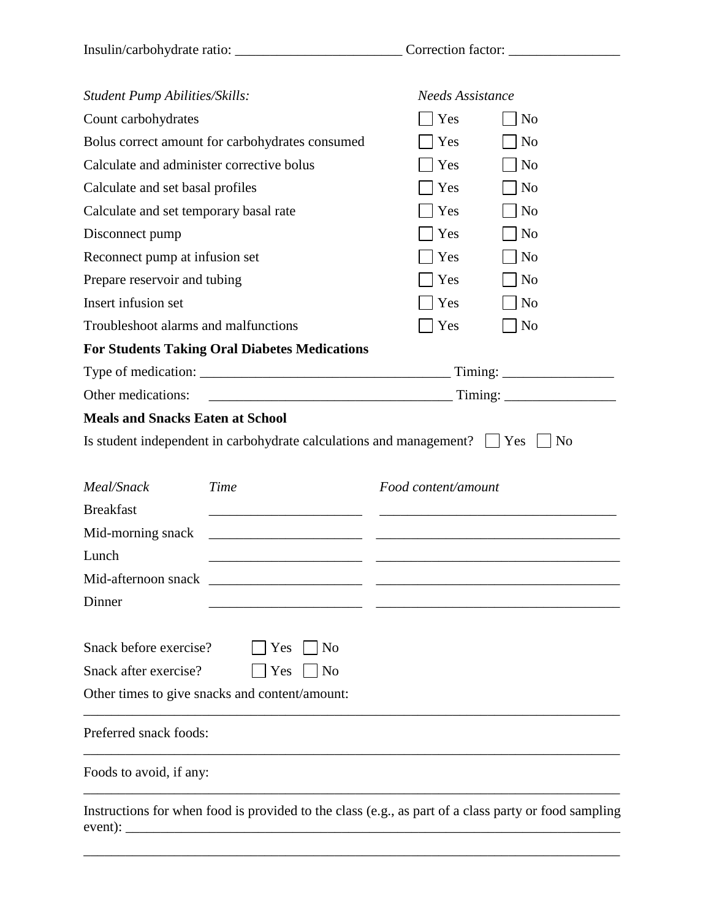Insulin/carbohydrate ratio: ________________________ Correction factor: ________________

| *Student Pump Abilities/Skills:* | *Needs Assistance* | |
|---|---|---|
| Count carbohydrates | ☐ Yes | ☐ No |
| Bolus correct amount for carbohydrates consumed | ☐ Yes | ☐ No |
| Calculate and administer corrective bolus | ☐ Yes | ☐ No |
| Calculate and set basal profiles | ☐ Yes | ☐ No |
| Calculate and set temporary basal rate | ☐ Yes | ☐ No |
| Disconnect pump | ☐ Yes | ☐ No |
| Reconnect pump at infusion set | ☐ Yes | ☐ No |
| Prepare reservoir and tubing | ☐ Yes | ☐ No |
| Insert infusion set | ☐ Yes | ☐ No |
| Troubleshoot alarms and malfunctions | ☐ Yes | ☐ No |

**For Students Taking Oral Diabetes Medications**

Type of medication: ____________________________________ Timing: ________________

Other medications: ____________________________________ Timing: ________________

**Meals and Snacks Eaten at School**

Is student independent in carbohydrate calculations and management? ☐ Yes ☐ No

| *Meal/Snack* | *Time* | *Food content/amount* |
|---|---|---|
| Breakfast | ______________________ | ___________________________________ |
| Mid-morning snack | ______________________ | ___________________________________ |
| Lunch | ______________________ | ___________________________________ |
| Mid-afternoon snack | ______________________ | ___________________________________ |
| Dinner | ______________________ | ___________________________________ |

Snack before exercise? ☐ Yes ☐ No

Snack after exercise? ☐ Yes ☐ No

Other times to give snacks and content/amount:

_______________________________________________________________________________

Preferred snack foods:

_______________________________________________________________________________

Foods to avoid, if any:

_______________________________________________________________________________

Instructions for when food is provided to the class (e.g., as part of a class party or food sampling event): _______________________________________________________________________

_______________________________________________________________________________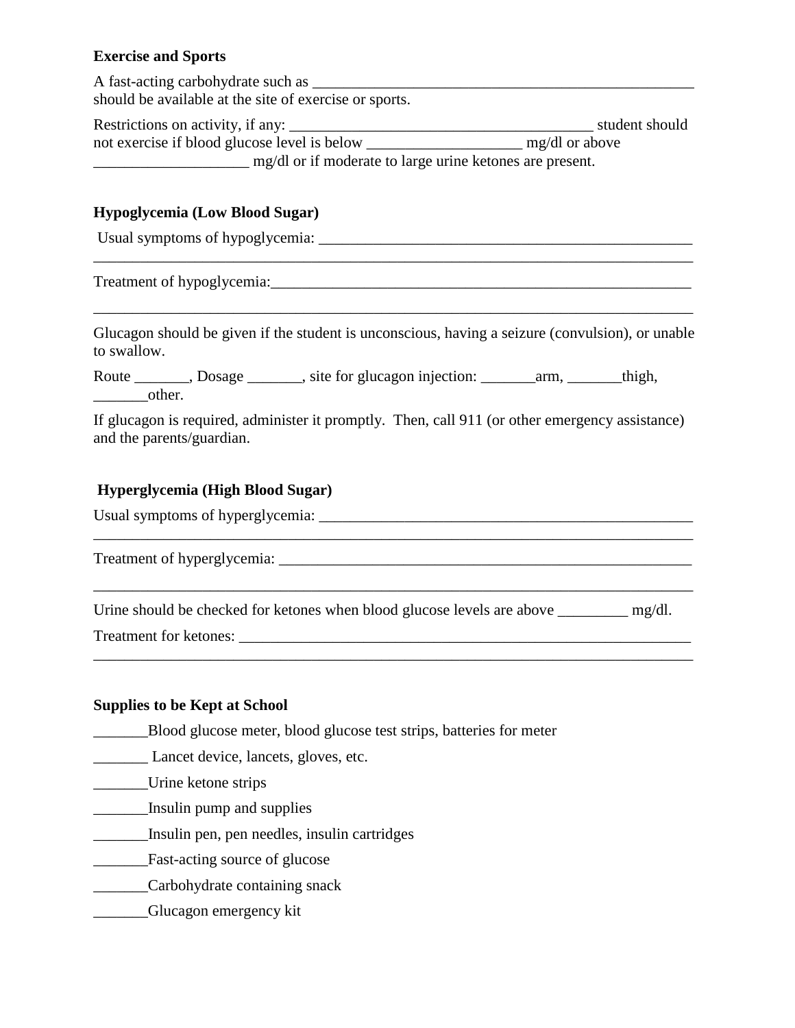**Exercise and Sports**

A fast-acting carbohydrate such as ____________________________________________________ should be available at the site of exercise or sports.

Restrictions on activity, if any: ________________________________________ student should not exercise if blood glucose level is below ____________________ mg/dl or above ____________________ mg/dl or if moderate to large urine ketones are present.

**Hypoglycemia (Low Blood Sugar)**

Usual symptoms of hypoglycemia: ___________________________________________________
_______________________________________________________________________________

Treatment of hypoglycemia:_________________________________________________________
_______________________________________________________________________________

Glucagon should be given if the student is unconscious, having a seizure (convulsion), or unable to swallow.

Route _______, Dosage _______, site for glucagon injection: _______arm, _______thigh, _______other.

If glucagon is required, administer it promptly. Then, call 911 (or other emergency assistance) and the parents/guardian.

**Hyperglycemia (High Blood Sugar)**

Usual symptoms of hyperglycemia: ___________________________________________________
_______________________________________________________________________________

Treatment of hyperglycemia: _______________________________________________________
_______________________________________________________________________________

Urine should be checked for ketones when blood glucose levels are above _________ mg/dl.

Treatment for ketones: _____________________________________________________________
_______________________________________________________________________________

**Supplies to be Kept at School**

_______Blood glucose meter, blood glucose test strips, batteries for meter

_______ Lancet device, lancets, gloves, etc.

_______Urine ketone strips

_______Insulin pump and supplies

_______Insulin pen, pen needles, insulin cartridges

_______Fast-acting source of glucose

_______Carbohydrate containing snack

_______Glucagon emergency kit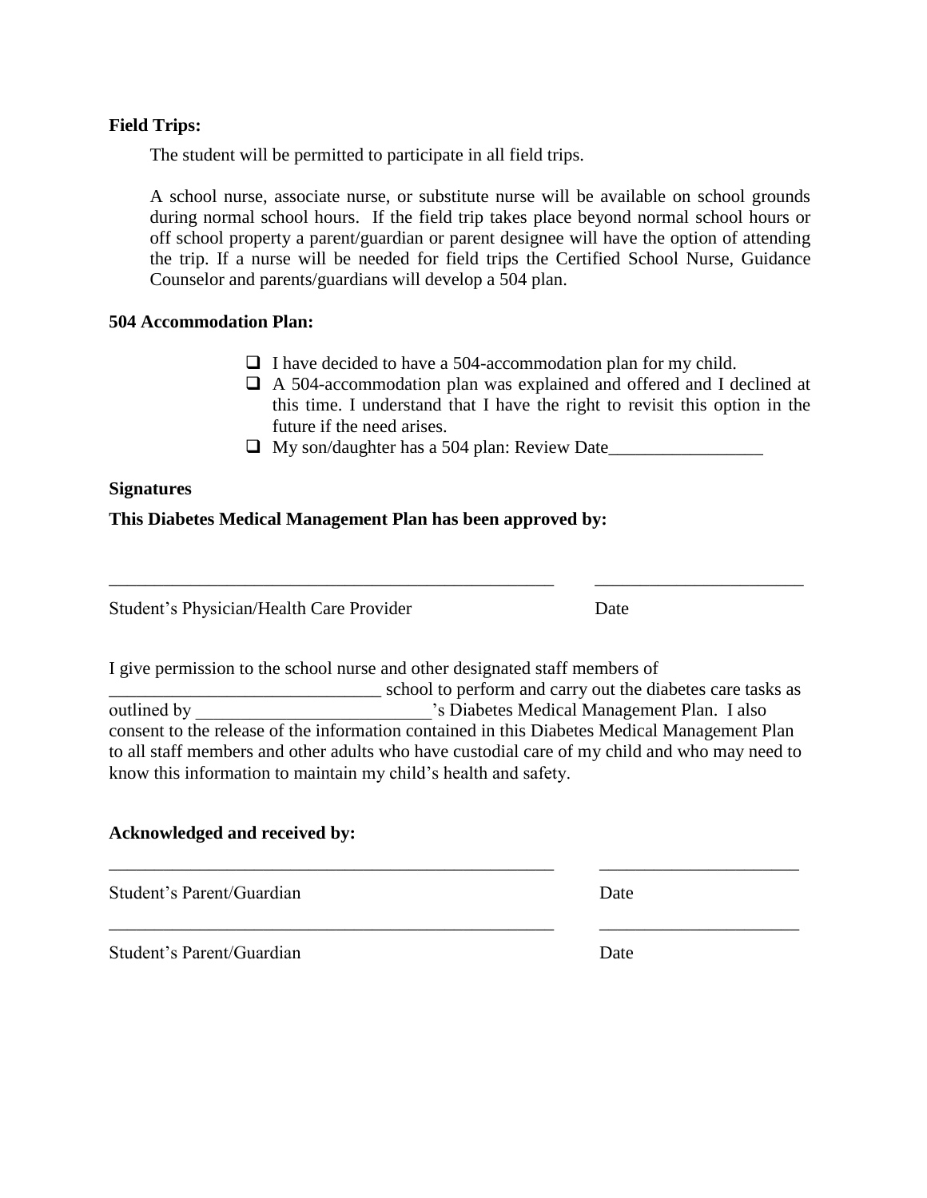**Field Trips:**

The student will be permitted to participate in all field trips.

A school nurse, associate nurse, or substitute nurse will be available on school grounds during normal school hours. If the field trip takes place beyond normal school hours or off school property a parent/guardian or parent designee will have the option of attending the trip. If a nurse will be needed for field trips the Certified School Nurse, Guidance Counselor and parents/guardians will develop a 504 plan.

**504 Accommodation Plan:**

- ❑ I have decided to have a 504-accommodation plan for my child.
- ❑ A 504-accommodation plan was explained and offered and I declined at this time. I understand that I have the right to revisit this option in the future if the need arises.
- ❑ My son/daughter has a 504 plan: Review Date_________________

**Signatures**

**This Diabetes Medical Management Plan has been approved by:**

___________________________________________________ _______________________

Student's Physician/Health Care Provider Date

I give permission to the school nurse and other designated staff members of _______________________________ school to perform and carry out the diabetes care tasks as outlined by __________________________'s Diabetes Medical Management Plan. I also consent to the release of the information contained in this Diabetes Medical Management Plan to all staff members and other adults who have custodial care of my child and who may need to know this information to maintain my child's health and safety.

**Acknowledged and received by:**

___________________________________________________ ______________________

Student's Parent/Guardian Date

___________________________________________________ ______________________

Student's Parent/Guardian Date